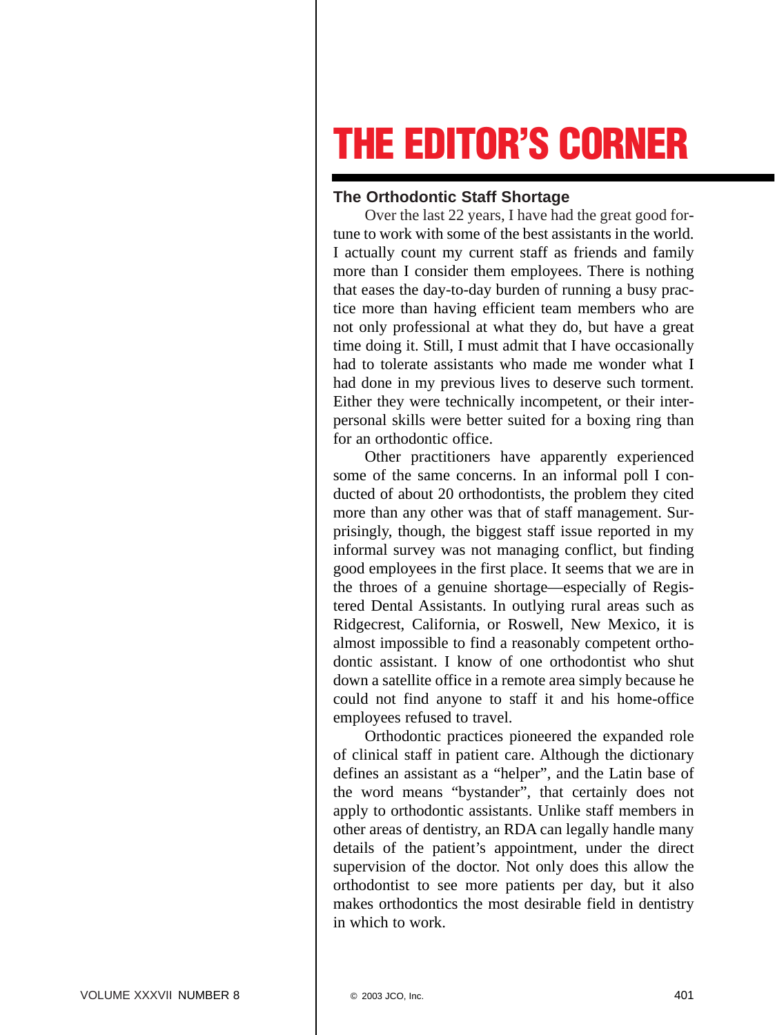# THE EDITOR'S CORNER

## The Orthodontic Staff Shortage

Over the last 22 years, I have had the great good fortune to work with some of the best assistants in the world. I actually count my current staff as friends and family more than I consider them employees. There is nothing that eases the day-to-day burden of running a busy practice more than having efficient team members who are not only professional at what they do, but have a great time doing it. Still, I must admit that I have occasionally had to tolerate assistants who made me wonder what I had done in my previous lives to deserve such torment. Either they were technically incompetent, or their interpersonal skills were better suited for a boxing ring than for an orthodontic office.

Other practitioners have apparently experienced some of the same concerns. In an informal poll I conducted of about 20 orthodontists, the problem they cited more than any other was that of staff management. Surprisingly, though, the biggest staff issue reported in my informal survey was not managing conflict, but finding good employees in the first place. It seems that we are in the throes of a genuine shortage—especially of Registered Dental Assistants. In outlying rural areas such as Ridgecrest, California, or Roswell, New Mexico, it is almost impossible to find a reasonably competent orthodontic assistant. I know of one orthodontist who shut down a satellite office in a remote area simply because he could not find anyone to staff it and his home-office employees refused to travel.

Orthodontic practices pioneered the expanded role of clinical staff in patient care. Although the dictionary defines an assistant as a "helper", and the Latin base of the word means "bystander", that certainly does not apply to orthodontic assistants. Unlike staff members in other areas of dentistry, an RDA can legally handle many details of the patient's appointment, under the direct supervision of the doctor. Not only does this allow the orthodontist to see more patients per day, but it also makes orthodontics the most desirable field in dentistry in which to work.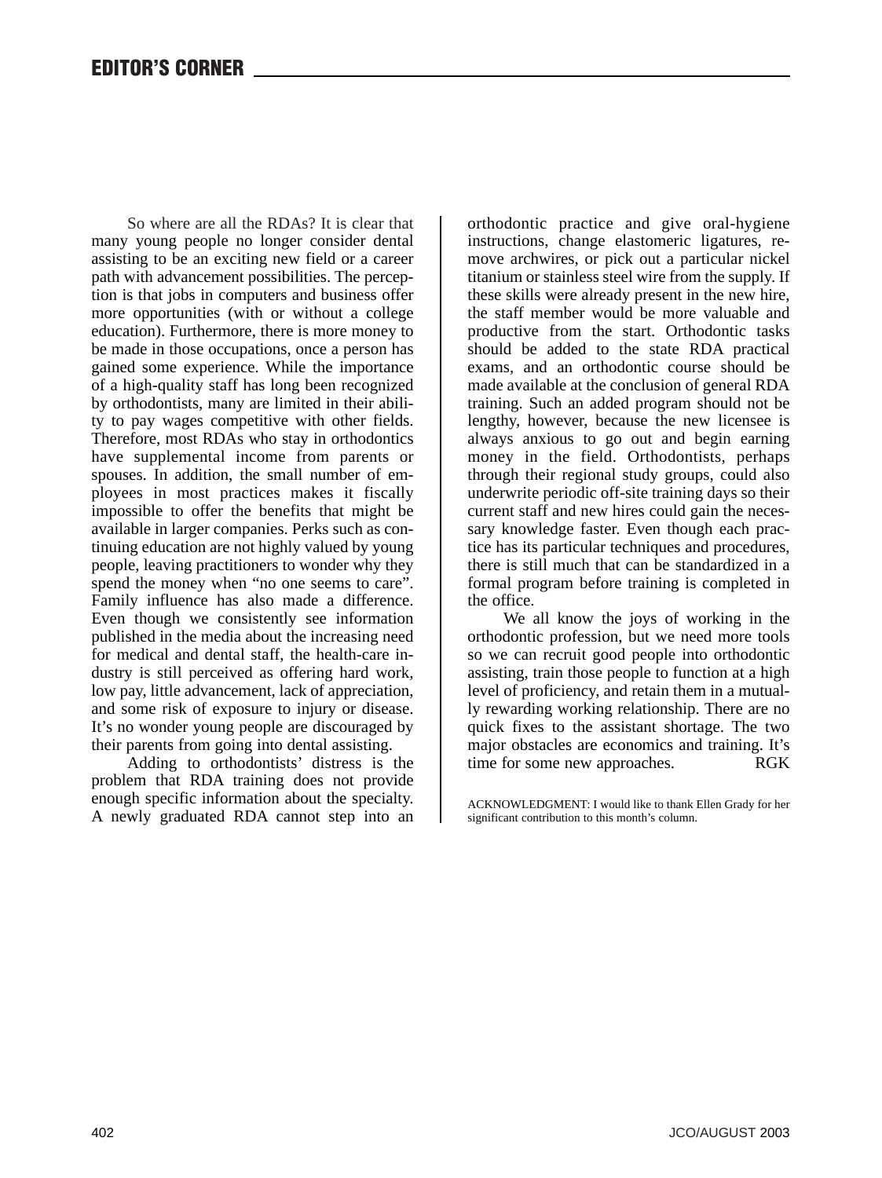So where are all the RDAs? It is clear that many young people no longer consider dental assisting to be an exciting new field or a career path with advancement possibilities. The perception is that jobs in computers and business offer more opportunities (with or without a college education). Furthermore, there is more money to be made in those occupations, once a person has gained some experience. While the importance of a high-quality staff has long been recognized by orthodontists, many are limited in their ability to pay wages competitive with other fields. Therefore, most RDAs who stay in orthodontics have supplemental income from parents or spouses. In addition, the small number of employees in most practices makes it fiscally impossible to offer the benefits that might be available in larger companies. Perks such as continuing education are not highly valued by young people, leaving practitioners to wonder why they spend the money when "no one seems to care". Family influence has also made a difference. Even though we consistently see information published in the media about the increasing need for medical and dental staff, the health-care industry is still perceived as offering hard work, low pay, little advancement, lack of appreciation, and some risk of exposure to injury or disease. It's no wonder young people are discouraged by their parents from going into dental assisting.

Adding to orthodontists' distress is the problem that RDA training does not provide enough specific information about the specialty. A newly graduated RDA cannot step into an orthodontic practice and give oral-hygiene instructions, change elastomeric ligatures, remove archwires, or pick out a particular nickel titanium or stainless steel wire from the supply. If these skills were already present in the new hire, the staff member would be more valuable and productive from the start. Orthodontic tasks should be added to the state RDA practical exams, and an orthodontic course should be made available at the conclusion of general RDA training. Such an added program should not be lengthy, however, because the new licensee is always anxious to go out and begin earning money in the field. Orthodontists, perhaps through their regional study groups, could also underwrite periodic off-site training days so their current staff and new hires could gain the necessary knowledge faster. Even though each practice has its particular techniques and procedures, there is still much that can be standardized in a formal program before training is completed in the office.

We all know the joys of working in the orthodontic profession, but we need more tools so we can recruit good people into orthodontic assisting, train those people to function at a high level of proficiency, and retain them in a mutually rewarding working relationship. There are no quick fixes to the assistant shortage. The two major obstacles are economics and training. It's time for some new approaches. RGK

ACKNOWLEDGMENT: I would like to thank Ellen Grady for her significant contribution to this month's column.